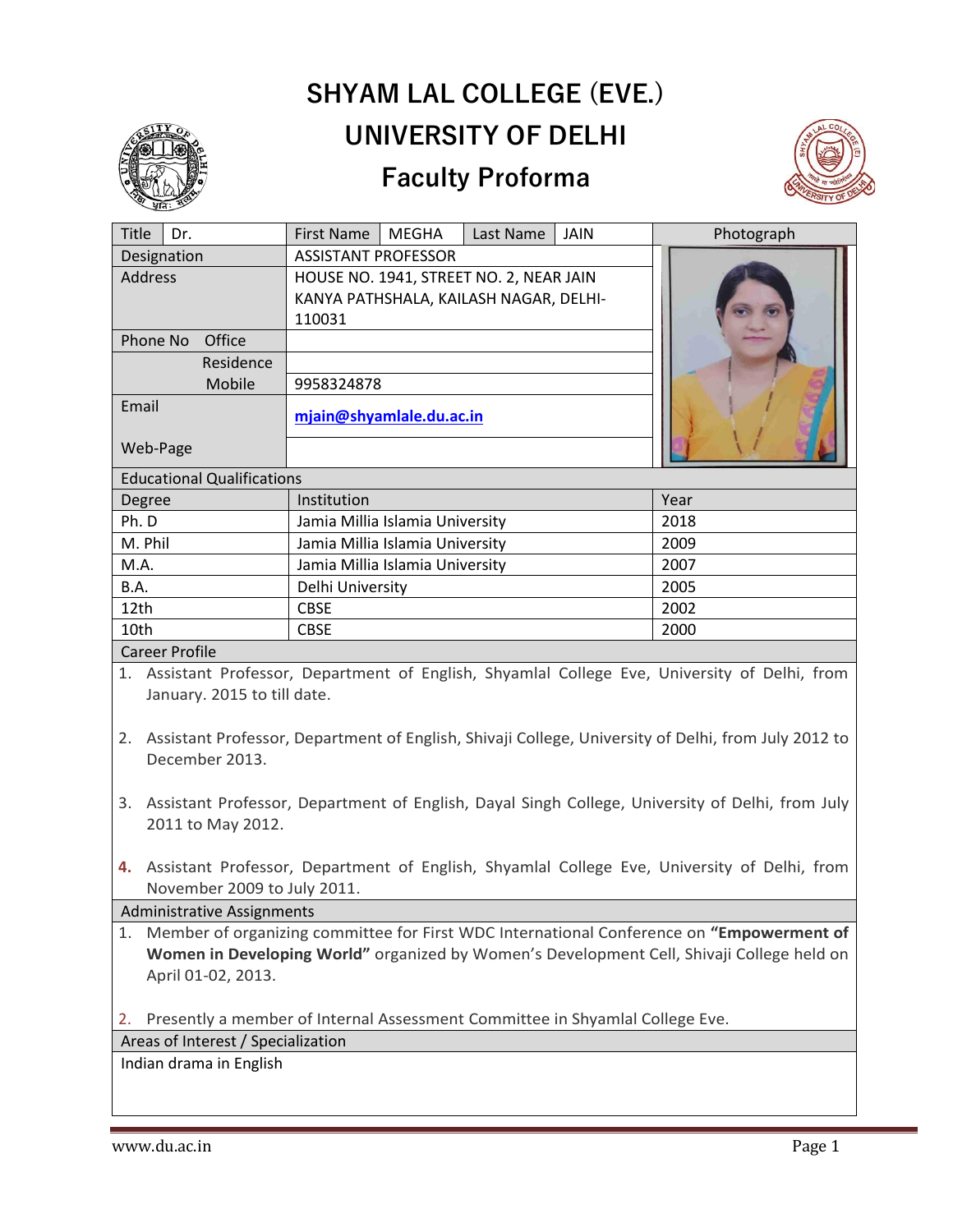# SHYAM LAL COLLEGE (EVE.)

## UNIVERSITY OF DELHI

## Faculty Proforma

| Title | Dr. | First Name | MEGHA | Last Name | JAIN | Photograph |
|---|---|---|---|---|---|---|
| Designation | | ASSISTANT PROFESSOR | | | | |
| Address | | HOUSE NO. 1941, STREET NO. 2, NEAR JAIN KANYA PATHSHALA, KAILASH NAGAR, DELHI-110031 | | | | |
| Phone No | Office | | | | | |
| | Residence | | | | | |
| | Mobile | 9958324878 | | | | |
| Email | | mjain@shyamlale.du.ac.in | | | | |
| Web-Page | | | | | | |

**Educational Qualifications**

| Degree | Institution | Year |
|---|---|---|
| Ph. D | Jamia Millia Islamia University | 2018 |
| M. Phil | Jamia Millia Islamia University | 2009 |
| M.A. | Jamia Millia Islamia University | 2007 |
| B.A. | Delhi University | 2005 |
| 12th | CBSE | 2002 |
| 10th | CBSE | 2000 |

**Career Profile**

1. Assistant Professor, Department of English, Shyamlal College Eve, University of Delhi, from January. 2015 to till date.

2. Assistant Professor, Department of English, Shivaji College, University of Delhi, from July 2012 to December 2013.

3. Assistant Professor, Department of English, Dayal Singh College, University of Delhi, from July 2011 to May 2012.

4. Assistant Professor, Department of English, Shyamlal College Eve, University of Delhi, from November 2009 to July 2011.

**Administrative Assignments**

1. Member of organizing committee for First WDC International Conference on **"Empowerment of Women in Developing World"** organized by Women's Development Cell, Shivaji College held on April 01-02, 2013.

2. Presently a member of Internal Assessment Committee in Shyamlal College Eve.

**Areas of Interest / Specialization**

Indian drama in English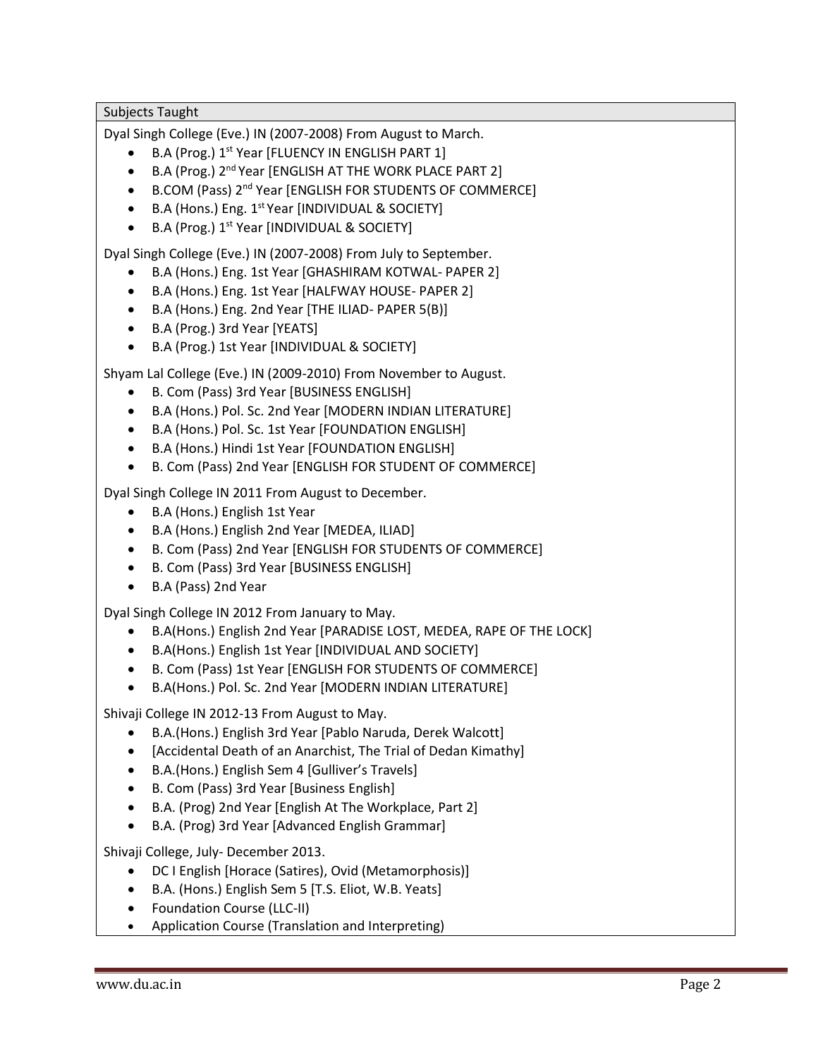## Subjects Taught

Dyal Singh College (Eve.) IN (2007-2008) From August to March.

- B.A (Prog.) 1st Year [FLUENCY IN ENGLISH PART 1]
- B.A (Prog.) 2nd Year [ENGLISH AT THE WORK PLACE PART 2]
- B.COM (Pass) 2nd Year [ENGLISH FOR STUDENTS OF COMMERCE]
- B.A (Hons.) Eng. 1st Year [INDIVIDUAL & SOCIETY]
- B.A (Prog.) 1st Year [INDIVIDUAL & SOCIETY]

Dyal Singh College (Eve.) IN (2007-2008) From July to September.

- B.A (Hons.) Eng. 1st Year [GHASHIRAM KOTWAL- PAPER 2]
- B.A (Hons.) Eng. 1st Year [HALFWAY HOUSE- PAPER 2]
- B.A (Hons.) Eng. 2nd Year [THE ILIAD- PAPER 5(B)]
- B.A (Prog.) 3rd Year [YEATS]
- B.A (Prog.) 1st Year [INDIVIDUAL & SOCIETY]

Shyam Lal College (Eve.) IN (2009-2010) From November to August.

- B. Com (Pass) 3rd Year [BUSINESS ENGLISH]
- B.A (Hons.) Pol. Sc. 2nd Year [MODERN INDIAN LITERATURE]
- B.A (Hons.) Pol. Sc. 1st Year [FOUNDATION ENGLISH]
- B.A (Hons.) Hindi 1st Year [FOUNDATION ENGLISH]
- B. Com (Pass) 2nd Year [ENGLISH FOR STUDENT OF COMMERCE]

Dyal Singh College IN 2011 From August to December.

- B.A (Hons.) English 1st Year
- B.A (Hons.) English 2nd Year [MEDEA, ILIAD]
- B. Com (Pass) 2nd Year [ENGLISH FOR STUDENTS OF COMMERCE]
- B. Com (Pass) 3rd Year [BUSINESS ENGLISH]
- B.A (Pass) 2nd Year

Dyal Singh College IN 2012 From January to May.

- B.A(Hons.) English 2nd Year [PARADISE LOST, MEDEA, RAPE OF THE LOCK]
- B.A(Hons.) English 1st Year [INDIVIDUAL AND SOCIETY]
- B. Com (Pass) 1st Year [ENGLISH FOR STUDENTS OF COMMERCE]
- B.A(Hons.) Pol. Sc. 2nd Year [MODERN INDIAN LITERATURE]

Shivaji College IN 2012-13 From August to May.

- B.A.(Hons.) English 3rd Year [Pablo Naruda, Derek Walcott]
- [Accidental Death of an Anarchist, The Trial of Dedan Kimathy]
- B.A.(Hons.) English Sem 4 [Gulliver's Travels]
- B. Com (Pass) 3rd Year [Business English]
- B.A. (Prog) 2nd Year [English At The Workplace, Part 2]
- B.A. (Prog) 3rd Year [Advanced English Grammar]

Shivaji College, July- December 2013.

- DC I English [Horace (Satires), Ovid (Metamorphosis)]
- B.A. (Hons.) English Sem 5 [T.S. Eliot, W.B. Yeats]
- Foundation Course (LLC-II)
- Application Course (Translation and Interpreting)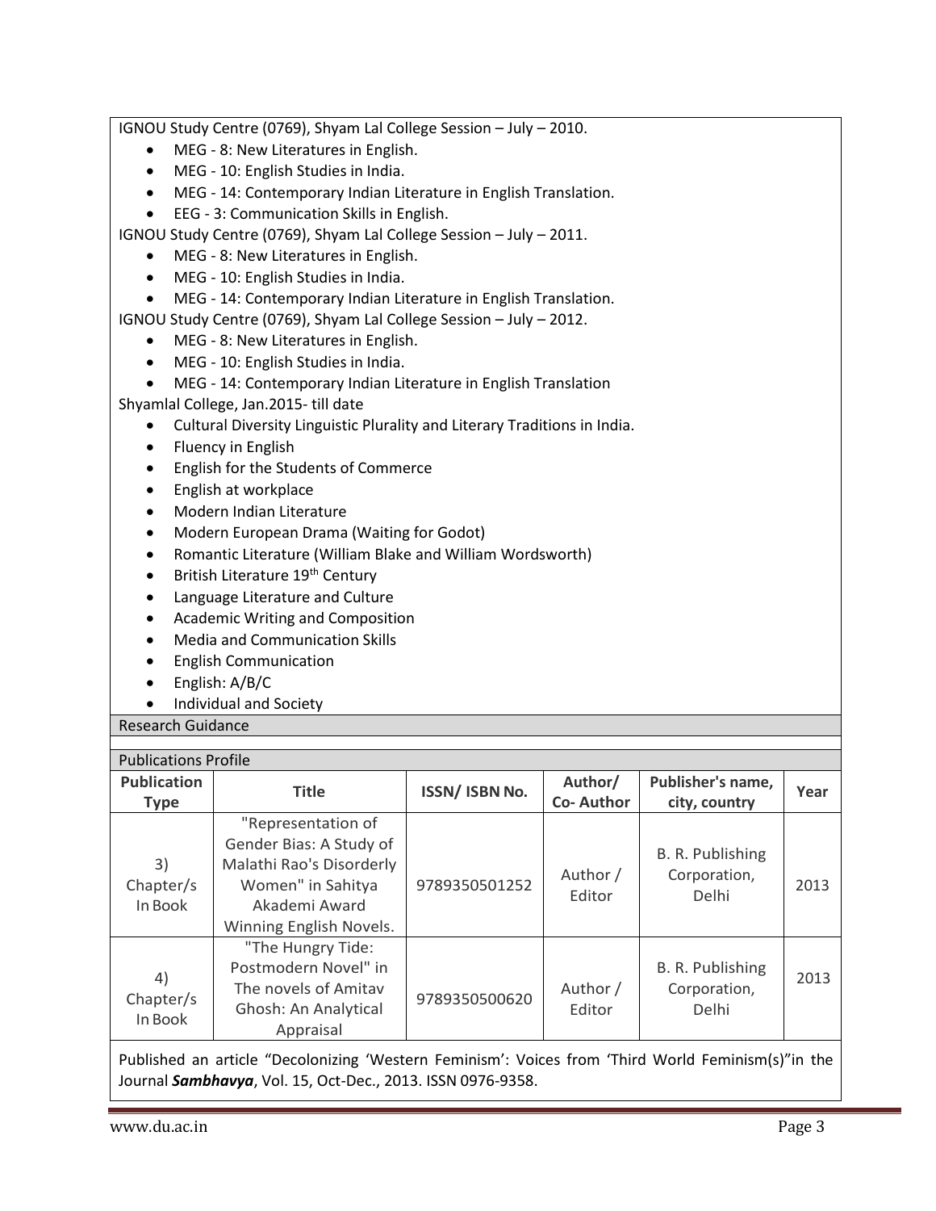IGNOU Study Centre (0769), Shyam Lal College Session – July – 2010.

- MEG - 8: New Literatures in English.
- MEG - 10: English Studies in India.
- MEG - 14: Contemporary Indian Literature in English Translation.
- EEG - 3: Communication Skills in English.

IGNOU Study Centre (0769), Shyam Lal College Session – July – 2011.

- MEG - 8: New Literatures in English.
- MEG - 10: English Studies in India.
- MEG - 14: Contemporary Indian Literature in English Translation.

IGNOU Study Centre (0769), Shyam Lal College Session – July – 2012.

- MEG - 8: New Literatures in English.
- MEG - 10: English Studies in India.
- MEG - 14: Contemporary Indian Literature in English Translation

Shyamlal College, Jan.2015- till date

- Cultural Diversity Linguistic Plurality and Literary Traditions in India.
- Fluency in English
- English for the Students of Commerce
- English at workplace
- Modern Indian Literature
- Modern European Drama (Waiting for Godot)
- Romantic Literature (William Blake and William Wordsworth)
- British Literature 19th Century
- Language Literature and Culture
- Academic Writing and Composition
- Media and Communication Skills
- English Communication
- English: A/B/C
- Individual and Society

## Research Guidance

## Publications Profile

| Publication Type | Title | ISSN/ ISBN No. | Author/ Co- Author | Publisher's name, city, country | Year |
|---|---|---|---|---|---|
| 3) Chapter/s In Book | "Representation of Gender Bias: A Study of Malathi Rao's Disorderly Women" in Sahitya Akademi Award Winning English Novels. | 9789350501252 | Author / Editor | B. R. Publishing Corporation, Delhi | 2013 |
| 4) Chapter/s In Book | "The Hungry Tide: Postmodern Novel" in The novels of Amitav Ghosh: An Analytical Appraisal | 9789350500620 | Author / Editor | B. R. Publishing Corporation, Delhi | 2013 |

Published an article "Decolonizing 'Western Feminism': Voices from 'Third World Feminism(s)"in the Journal ***Sambhavya***, Vol. 15, Oct-Dec., 2013. ISSN 0976-9358.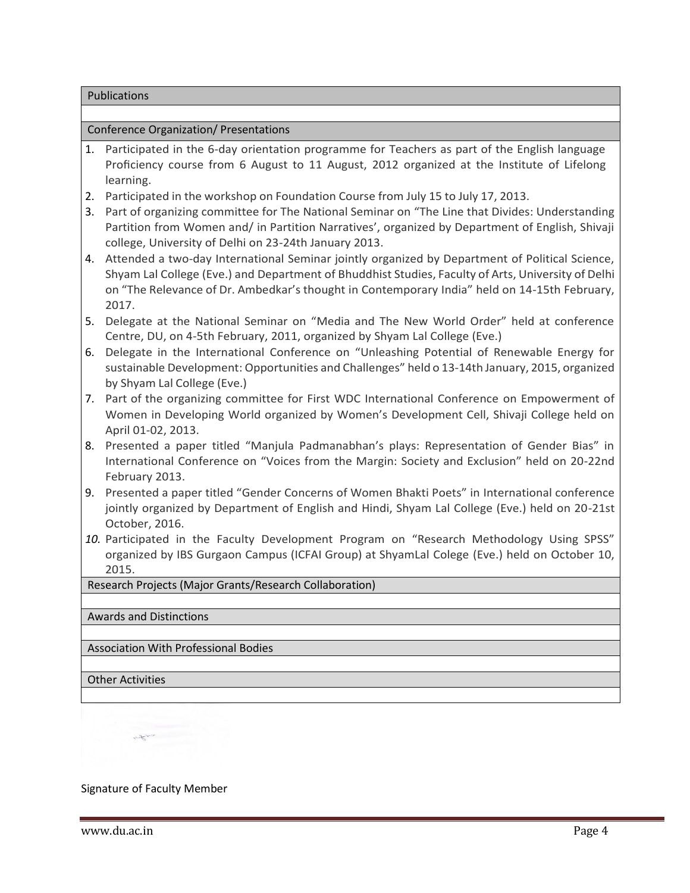## Publications

## Conference Organization/ Presentations

1. Participated in the 6-day orientation programme for Teachers as part of the English language Proficiency course from 6 August to 11 August, 2012 organized at the Institute of Lifelong learning.
2. Participated in the workshop on Foundation Course from July 15 to July 17, 2013.
3. Part of organizing committee for The National Seminar on "The Line that Divides: Understanding Partition from Women and/ in Partition Narratives', organized by Department of English, Shivaji college, University of Delhi on 23-24th January 2013.
4. Attended a two-day International Seminar jointly organized by Department of Political Science, Shyam Lal College (Eve.) and Department of Bhuddhist Studies, Faculty of Arts, University of Delhi on "The Relevance of Dr. Ambedkar's thought in Contemporary India" held on 14-15th February, 2017.
5. Delegate at the National Seminar on "Media and The New World Order" held at conference Centre, DU, on 4-5th February, 2011, organized by Shyam Lal College (Eve.)
6. Delegate in the International Conference on "Unleashing Potential of Renewable Energy for sustainable Development: Opportunities and Challenges" held o 13-14th January, 2015, organized by Shyam Lal College (Eve.)
7. Part of the organizing committee for First WDC International Conference on Empowerment of Women in Developing World organized by Women's Development Cell, Shivaji College held on April 01-02, 2013.
8. Presented a paper titled "Manjula Padmanabhan's plays: Representation of Gender Bias" in International Conference on "Voices from the Margin: Society and Exclusion" held on 20-22nd February 2013.
9. Presented a paper titled "Gender Concerns of Women Bhakti Poets" in International conference jointly organized by Department of English and Hindi, Shyam Lal College (Eve.) held on 20-21st October, 2016.
10. Participated in the Faculty Development Program on "Research Methodology Using SPSS" organized by IBS Gurgaon Campus (ICFAI Group) at ShyamLal Colege (Eve.) held on October 10, 2015.

## Research Projects (Major Grants/Research Collaboration)

## Awards and Distinctions

## Association With Professional Bodies

## Other Activities

Signature of Faculty Member